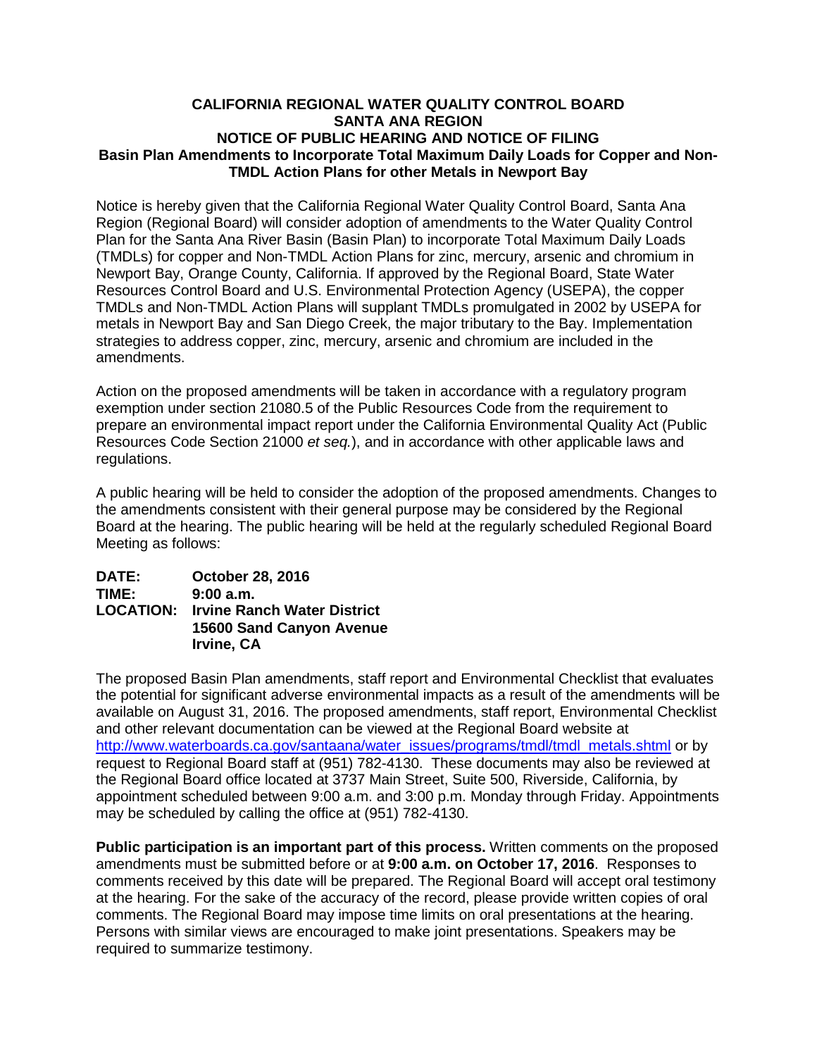# CALIFORNIA REGIONAL WATER QUALITY CONTROL BOARD
# SANTA ANA REGION
## NOTICE OF PUBLIC HEARING AND NOTICE OF FILING
### Basin Plan Amendments to Incorporate Total Maximum Daily Loads for Copper and Non-TMDL Action Plans for other Metals in Newport Bay

Notice is hereby given that the California Regional Water Quality Control Board, Santa Ana Region (Regional Board) will consider adoption of amendments to the Water Quality Control Plan for the Santa Ana River Basin (Basin Plan) to incorporate Total Maximum Daily Loads (TMDLs) for copper and Non-TMDL Action Plans for zinc, mercury, arsenic and chromium in Newport Bay, Orange County, California. If approved by the Regional Board, State Water Resources Control Board and U.S. Environmental Protection Agency (USEPA), the copper TMDLs and Non-TMDL Action Plans will supplant TMDLs promulgated in 2002 by USEPA for metals in Newport Bay and San Diego Creek, the major tributary to the Bay. Implementation strategies to address copper, zinc, mercury, arsenic and chromium are included in the amendments.

Action on the proposed amendments will be taken in accordance with a regulatory program exemption under section 21080.5 of the Public Resources Code from the requirement to prepare an environmental impact report under the California Environmental Quality Act (Public Resources Code Section 21000 *et seq.*), and in accordance with other applicable laws and regulations.

A public hearing will be held to consider the adoption of the proposed amendments. Changes to the amendments consistent with their general purpose may be considered by the Regional Board at the hearing. The public hearing will be held at the regularly scheduled Regional Board Meeting as follows:

**DATE:** **October 28, 2016**
**TIME:** **9:00 a.m.**
**LOCATION:** **Irvine Ranch Water District**
**15600 Sand Canyon Avenue**
**Irvine, CA**

The proposed Basin Plan amendments, staff report and Environmental Checklist that evaluates the potential for significant adverse environmental impacts as a result of the amendments will be available on August 31, 2016. The proposed amendments, staff report, Environmental Checklist and other relevant documentation can be viewed at the Regional Board website at [http://www.waterboards.ca.gov/santaana/water_issues/programs/tmdl/tmdl_metals.shtml](http://www.waterboards.ca.gov/santaana/water_issues/programs/tmdl/tmdl_metals.shtml) or by request to Regional Board staff at (951) 782-4130. These documents may also be reviewed at the Regional Board office located at 3737 Main Street, Suite 500, Riverside, California, by appointment scheduled between 9:00 a.m. and 3:00 p.m. Monday through Friday. Appointments may be scheduled by calling the office at (951) 782-4130.

**Public participation is an important part of this process.** Written comments on the proposed amendments must be submitted before or at **9:00 a.m. on October 17, 2016**. Responses to comments received by this date will be prepared. The Regional Board will accept oral testimony at the hearing. For the sake of the accuracy of the record, please provide written copies of oral comments. The Regional Board may impose time limits on oral presentations at the hearing. Persons with similar views are encouraged to make joint presentations. Speakers may be required to summarize testimony.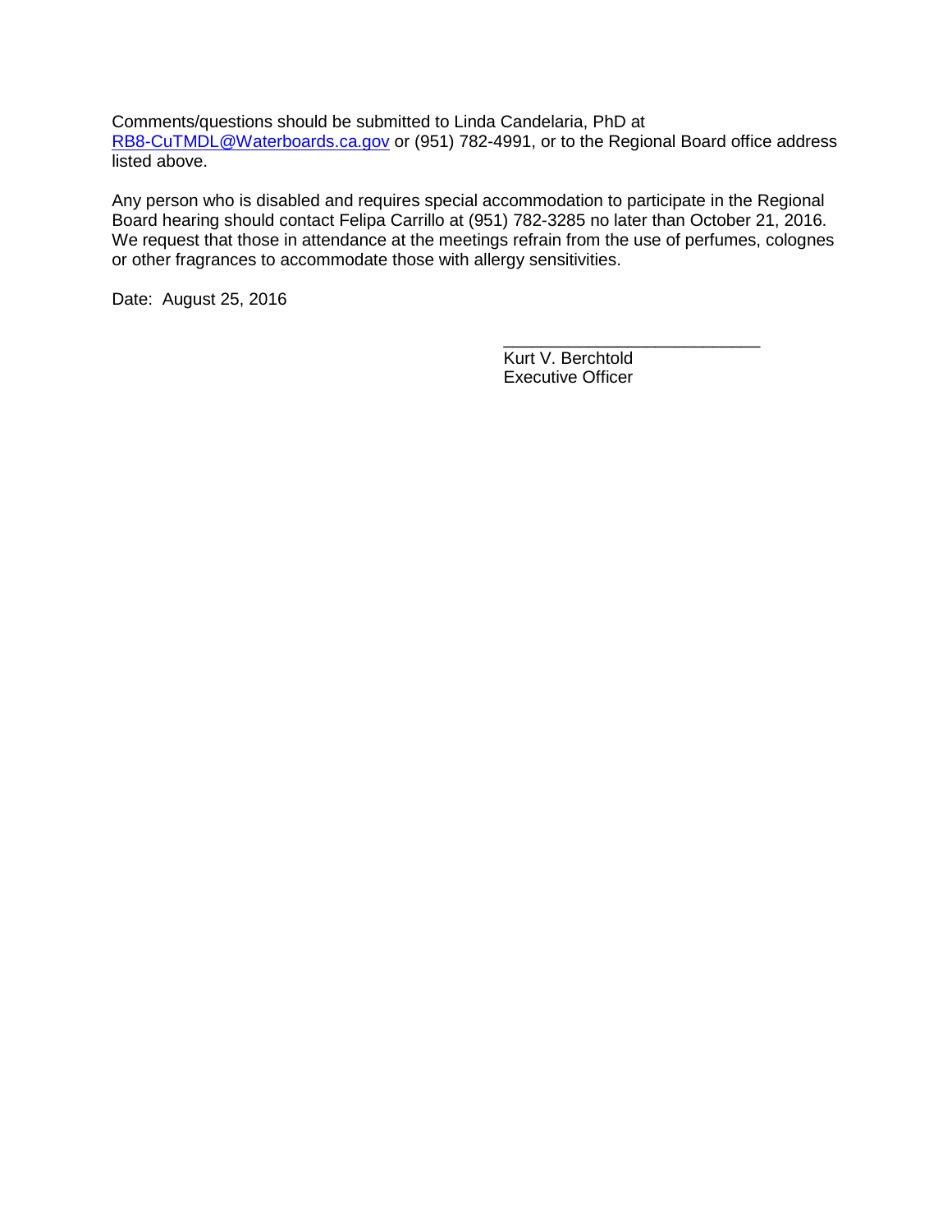Comments/questions should be submitted to Linda Candelaria, PhD at RB8-CuTMDL@Waterboards.ca.gov or (951) 782-4991, or to the Regional Board office address listed above.

Any person who is disabled and requires special accommodation to participate in the Regional Board hearing should contact Felipa Carrillo at (951) 782-3285 no later than October 21, 2016. We request that those in attendance at the meetings refrain from the use of perfumes, colognes or other fragrances to accommodate those with allergy sensitivities.

Date: August 25, 2016

\_\_\_\_\_\_\_\_\_\_\_\_\_\_\_\_\_\_\_\_\_\_\_\_\_\_\_\_

Kurt V. Berchtold
Executive Officer